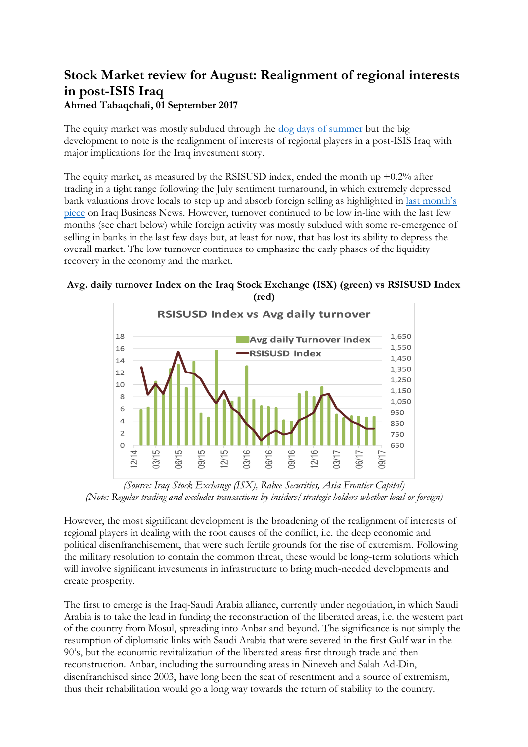# Stock Market review for August: Realignment of regional interests in post-ISIS Iraq

**Ahmed Tabaqchali, 01 September 2017**

The equity market was mostly subdued through the dog days of summer but the big development to note is the realignment of interests of regional players in a post-ISIS Iraq with major implications for the Iraq investment story.

The equity market, as measured by the RSISUSD index, ended the month up +0.2% after trading in a tight range following the July sentiment turnaround, in which extremely depressed bank valuations drove locals to step up and absorb foreign selling as highlighted in last month's piece on Iraq Business News. However, turnover continued to be low in-line with the last few months (see chart below) while foreign activity was mostly subdued with some re-emergence of selling in banks in the last few days but, at least for now, that has lost its ability to depress the overall market. The low turnover continues to emphasize the early phases of the liquidity recovery in the economy and the market.

**Avg. daily turnover Index on the Iraq Stock Exchange (ISX) (green) vs RSISUSD Index (red)**

*(Source: Iraq Stock Exchange (ISX), Rabee Securities, Asia Frontier Capital)*
*(Note: Regular trading and excludes transactions by insiders/strategic holders whether local or foreign)*

However, the most significant development is the broadening of the realignment of interests of regional players in dealing with the root causes of the conflict, i.e. the deep economic and political disenfranchisement, that were such fertile grounds for the rise of extremism. Following the military resolution to contain the common threat, these would be long-term solutions which will involve significant investments in infrastructure to bring much-needed developments and create prosperity.

The first to emerge is the Iraq-Saudi Arabia alliance, currently under negotiation, in which Saudi Arabia is to take the lead in funding the reconstruction of the liberated areas, i.e. the western part of the country from Mosul, spreading into Anbar and beyond. The significance is not simply the resumption of diplomatic links with Saudi Arabia that were severed in the first Gulf war in the 90's, but the economic revitalization of the liberated areas first through trade and then reconstruction. Anbar, including the surrounding areas in Nineveh and Salah Ad-Din, disenfranchised since 2003, have long been the seat of resentment and a source of extremism, thus their rehabilitation would go a long way towards the return of stability to the country.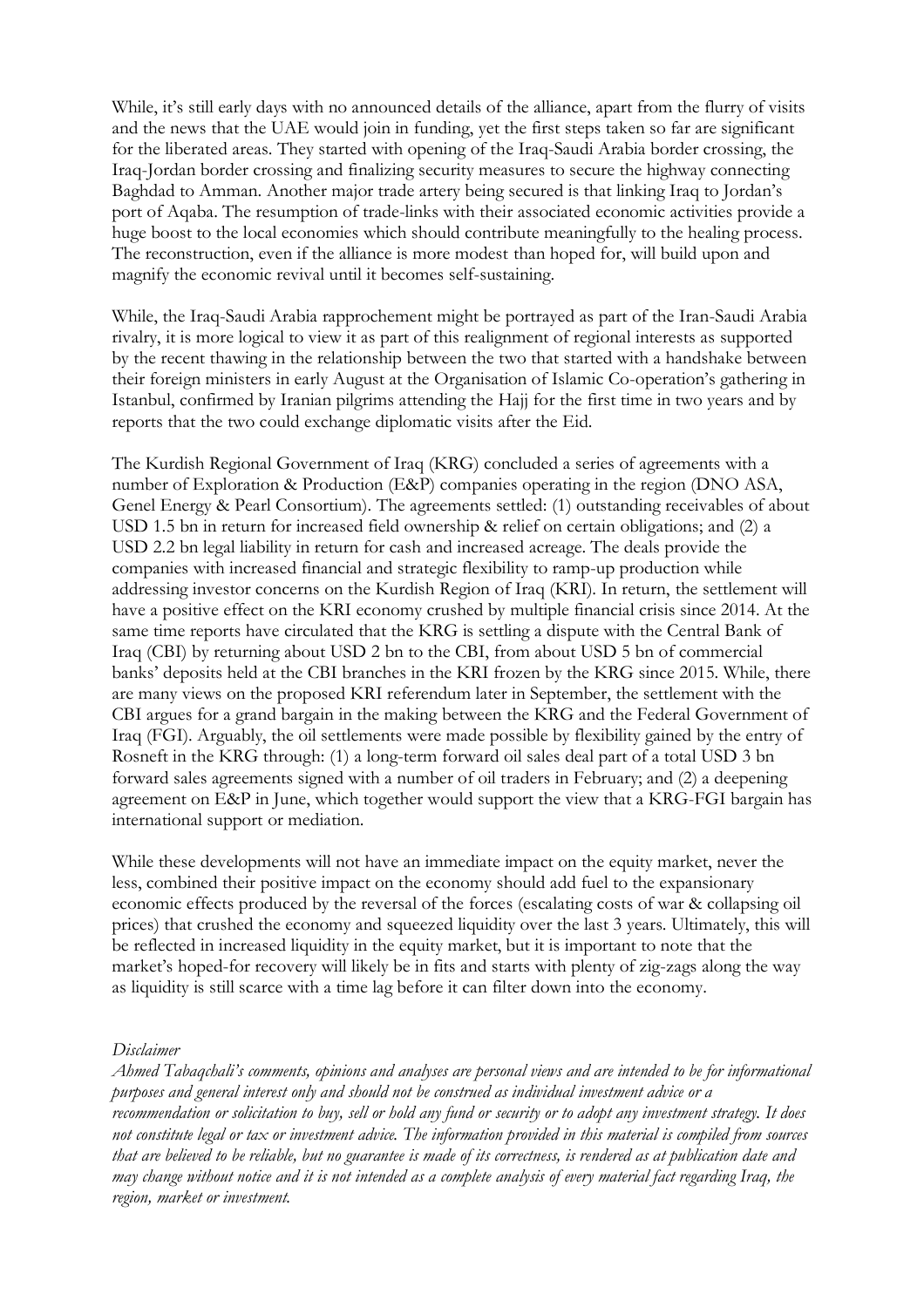While, it's still early days with no announced details of the alliance, apart from the flurry of visits and the news that the UAE would join in funding, yet the first steps taken so far are significant for the liberated areas. They started with opening of the Iraq-Saudi Arabia border crossing, the Iraq-Jordan border crossing and finalizing security measures to secure the highway connecting Baghdad to Amman. Another major trade artery being secured is that linking Iraq to Jordan's port of Aqaba. The resumption of trade-links with their associated economic activities provide a huge boost to the local economies which should contribute meaningfully to the healing process. The reconstruction, even if the alliance is more modest than hoped for, will build upon and magnify the economic revival until it becomes self-sustaining.

While, the Iraq-Saudi Arabia rapprochement might be portrayed as part of the Iran-Saudi Arabia rivalry, it is more logical to view it as part of this realignment of regional interests as supported by the recent thawing in the relationship between the two that started with a handshake between their foreign ministers in early August at the Organisation of Islamic Co-operation's gathering in Istanbul, confirmed by Iranian pilgrims attending the Hajj for the first time in two years and by reports that the two could exchange diplomatic visits after the Eid.

The Kurdish Regional Government of Iraq (KRG) concluded a series of agreements with a number of Exploration & Production (E&P) companies operating in the region (DNO ASA, Genel Energy & Pearl Consortium). The agreements settled: (1) outstanding receivables of about USD 1.5 bn in return for increased field ownership & relief on certain obligations; and (2) a USD 2.2 bn legal liability in return for cash and increased acreage. The deals provide the companies with increased financial and strategic flexibility to ramp-up production while addressing investor concerns on the Kurdish Region of Iraq (KRI). In return, the settlement will have a positive effect on the KRI economy crushed by multiple financial crisis since 2014. At the same time reports have circulated that the KRG is settling a dispute with the Central Bank of Iraq (CBI) by returning about USD 2 bn to the CBI, from about USD 5 bn of commercial banks' deposits held at the CBI branches in the KRI frozen by the KRG since 2015. While, there are many views on the proposed KRI referendum later in September, the settlement with the CBI argues for a grand bargain in the making between the KRG and the Federal Government of Iraq (FGI). Arguably, the oil settlements were made possible by flexibility gained by the entry of Rosneft in the KRG through: (1) a long-term forward oil sales deal part of a total USD 3 bn forward sales agreements signed with a number of oil traders in February; and (2) a deepening agreement on E&P in June, which together would support the view that a KRG-FGI bargain has international support or mediation.

While these developments will not have an immediate impact on the equity market, never the less, combined their positive impact on the economy should add fuel to the expansionary economic effects produced by the reversal of the forces (escalating costs of war & collapsing oil prices) that crushed the economy and squeezed liquidity over the last 3 years. Ultimately, this will be reflected in increased liquidity in the equity market, but it is important to note that the market's hoped-for recovery will likely be in fits and starts with plenty of zig-zags along the way as liquidity is still scarce with a time lag before it can filter down into the economy.

*Disclaimer*

*Ahmed Tabaqchali's comments, opinions and analyses are personal views and are intended to be for informational purposes and general interest only and should not be construed as individual investment advice or a recommendation or solicitation to buy, sell or hold any fund or security or to adopt any investment strategy. It does not constitute legal or tax or investment advice. The information provided in this material is compiled from sources that are believed to be reliable, but no guarantee is made of its correctness, is rendered as at publication date and may change without notice and it is not intended as a complete analysis of every material fact regarding Iraq, the region, market or investment.*